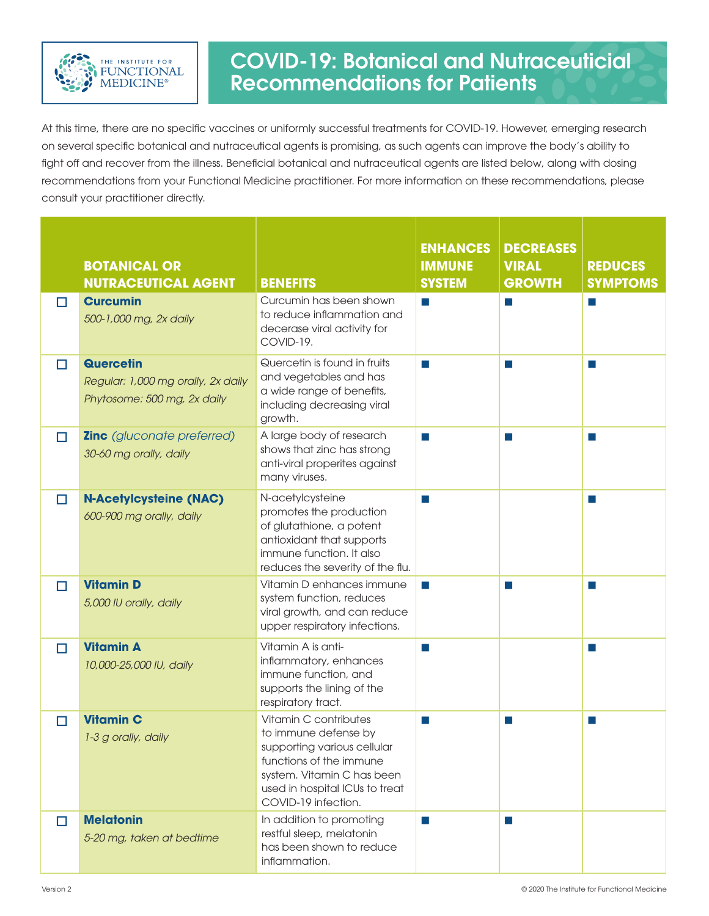# COVID-19: Botanical and Nutraceuticial Recommendations for Patients

At this time, there are no specific vaccines or uniformly successful treatments for COVID-19. However, emerging research on several specific botanical and nutraceutical agents is promising, as such agents can improve the body's ability to fight off and recover from the illness. Beneficial botanical and nutraceutical agents are listed below, along with dosing recommendations from your Functional Medicine practitioner. For more information on these recommendations, please consult your practitioner directly.

| | BOTANICAL OR NUTRACEUTICAL AGENT | BENEFITS | ENHANCES IMMUNE SYSTEM | DECREASES VIRAL GROWTH | REDUCES SYMPTOMS |
|---|---|---|---|---|---|
| ☐ | **Curcumin**<br>*500-1,000 mg, 2x daily* | Curcumin has been shown to reduce inflammation and decrease viral activity for COVID-19. | ■ | ■ | ■ |
| ☐ | **Quercetin**<br>*Regular: 1,000 mg orally, 2x daily*<br>*Phytosome: 500 mg, 2x daily* | Quercetin is found in fruits and vegetables and has a wide range of benefits, including decreasing viral growth. | ■ | ■ | ■ |
| ☐ | **Zinc** *(gluconate preferred)*<br>*30-60 mg orally, daily* | A large body of research shows that zinc has strong anti-viral properites against many viruses. | ■ | ■ | ■ |
| ☐ | **N-Acetylcysteine (NAC)**<br>*600-900 mg orally, daily* | N-acetylcysteine promotes the production of glutathione, a potent antioxidant that supports immune function. It also reduces the severity of the flu. | ■ | | ■ |
| ☐ | **Vitamin D**<br>*5,000 IU orally, daily* | Vitamin D enhances immune system function, reduces viral growth, and can reduce upper respiratory infections. | ■ | ■ | ■ |
| ☐ | **Vitamin A**<br>*10,000-25,000 IU, daily* | Vitamin A is anti-inflammatory, enhances immune function, and supports the lining of the respiratory tract. | ■ | | ■ |
| ☐ | **Vitamin C**<br>*1-3 g orally, daily* | Vitamin C contributes to immune defense by supporting various cellular functions of the immune system. Vitamin C has been used in hospital ICUs to treat COVID-19 infection. | ■ | ■ | ■ |
| ☐ | **Melatonin**<br>*5-20 mg, taken at bedtime* | In addition to promoting restful sleep, melatonin has been shown to reduce inflammation. | ■ | ■ | |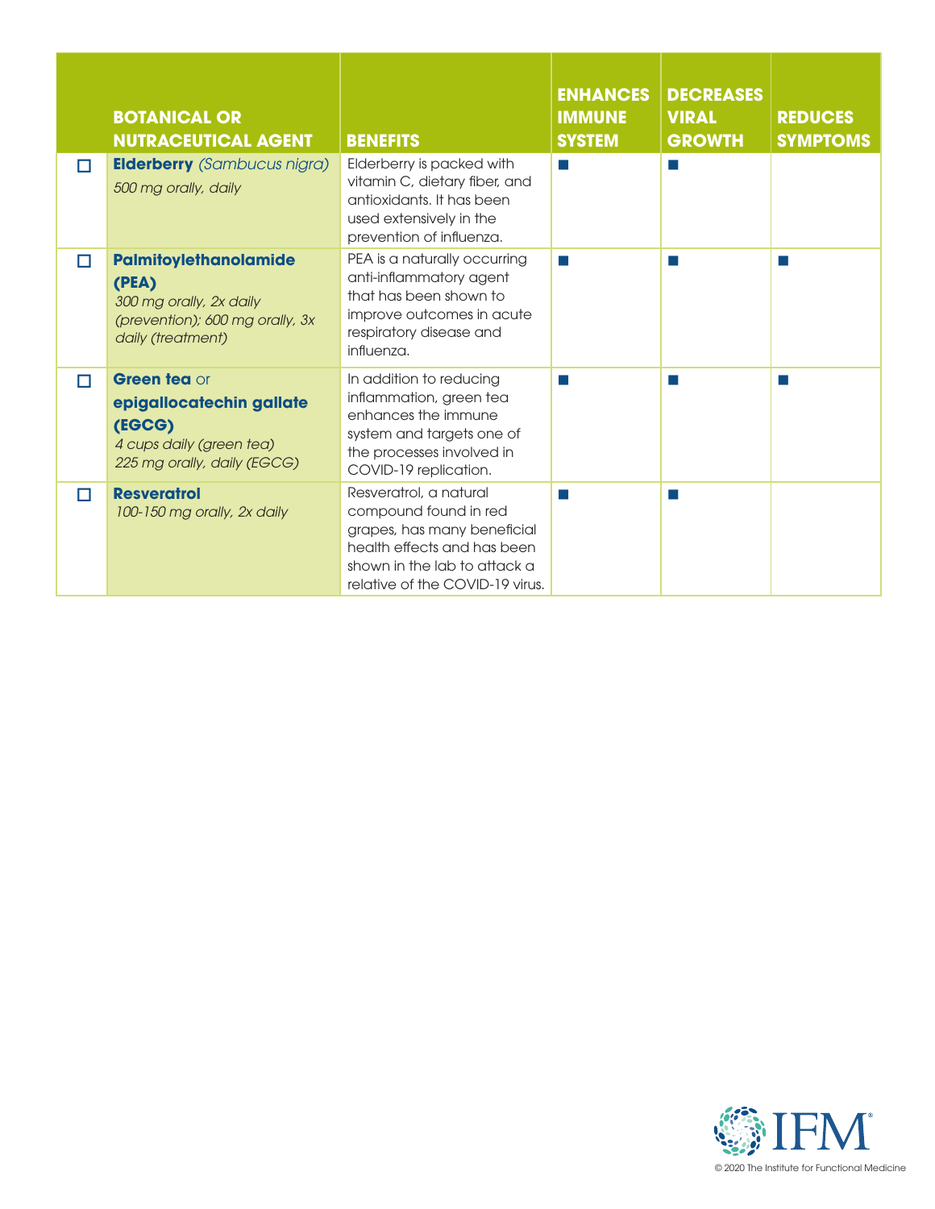| | BOTANICAL OR NUTRACEUTICAL AGENT | BENEFITS | ENHANCES IMMUNE SYSTEM | DECREASES VIRAL GROWTH | REDUCES SYMPTOMS |
|---|---|---|---|---|---|
| ☐ | **Elderberry** *(Sambucus nigra)*<br>*500 mg orally, daily* | Elderberry is packed with vitamin C, dietary fiber, and antioxidants. It has been used extensively in the prevention of influenza. | ■ | ■ | |
| ☐ | **Palmitoylethanolamide (PEA)**<br>*300 mg orally, 2x daily (prevention); 600 mg orally, 3x daily (treatment)* | PEA is a naturally occurring anti-inflammatory agent that has been shown to improve outcomes in acute respiratory disease and influenza. | ■ | ■ | ■ |
| ☐ | **Green tea** or **epigallocatechin gallate (EGCG)**<br>*4 cups daily (green tea)*<br>*225 mg orally, daily (EGCG)* | In addition to reducing inflammation, green tea enhances the immune system and targets one of the processes involved in COVID-19 replication. | ■ | ■ | ■ |
| ☐ | **Resveratrol**<br>*100-150 mg orally, 2x daily* | Resveratrol, a natural compound found in red grapes, has many beneficial health effects and has been shown in the lab to attack a relative of the COVID-19 virus. | ■ | ■ | |

IFM®

© 2020 The Institute for Functional Medicine